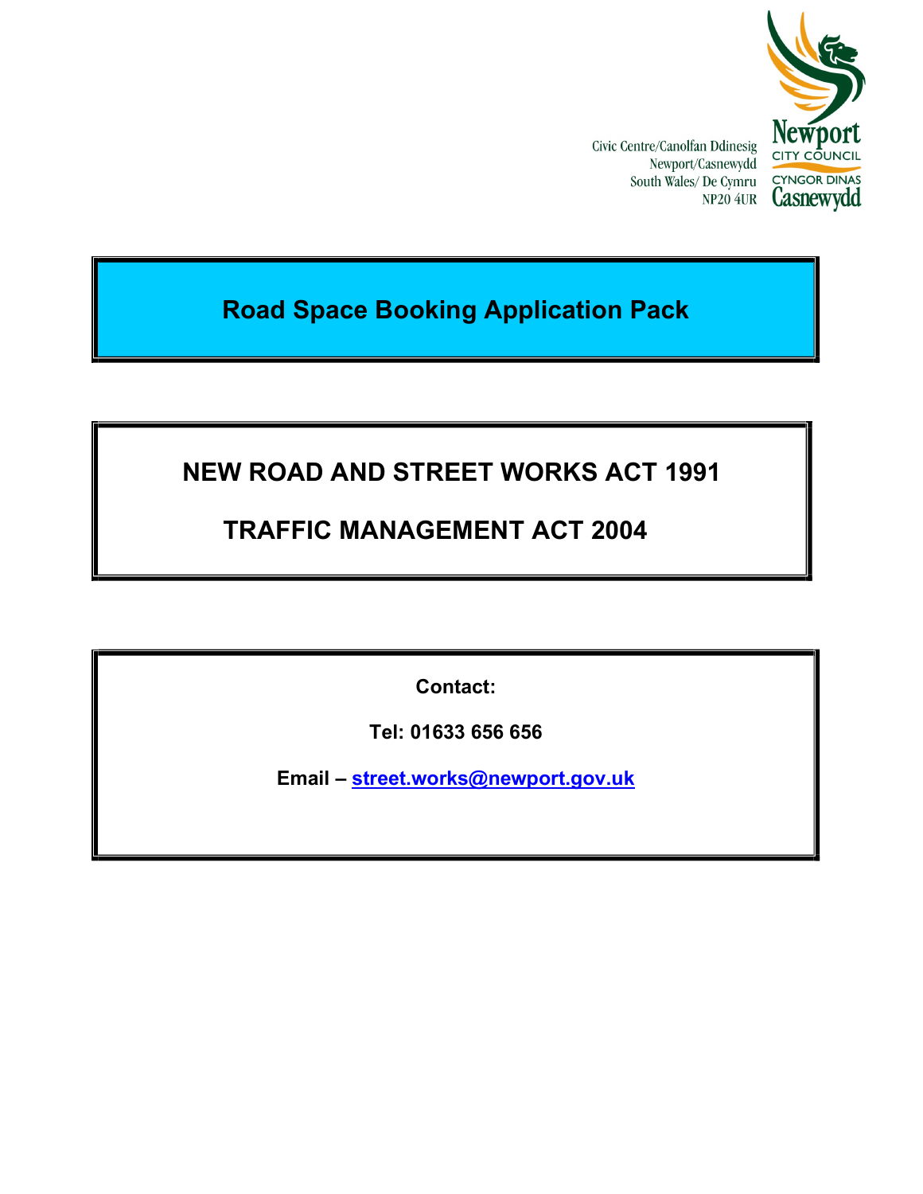Civic Centre/Canolfan Ddinesig
Newport/Casnewydd
South Wales/ De Cymru
NP20 4UR

Newport CITY COUNCIL
CYNGOR DINAS Casnewydd

# Road Space Booking Application Pack

## NEW ROAD AND STREET WORKS ACT 1991

## TRAFFIC MANAGEMENT ACT 2004

**Contact:**

**Tel: 01633 656 656**

**Email – street.works@newport.gov.uk**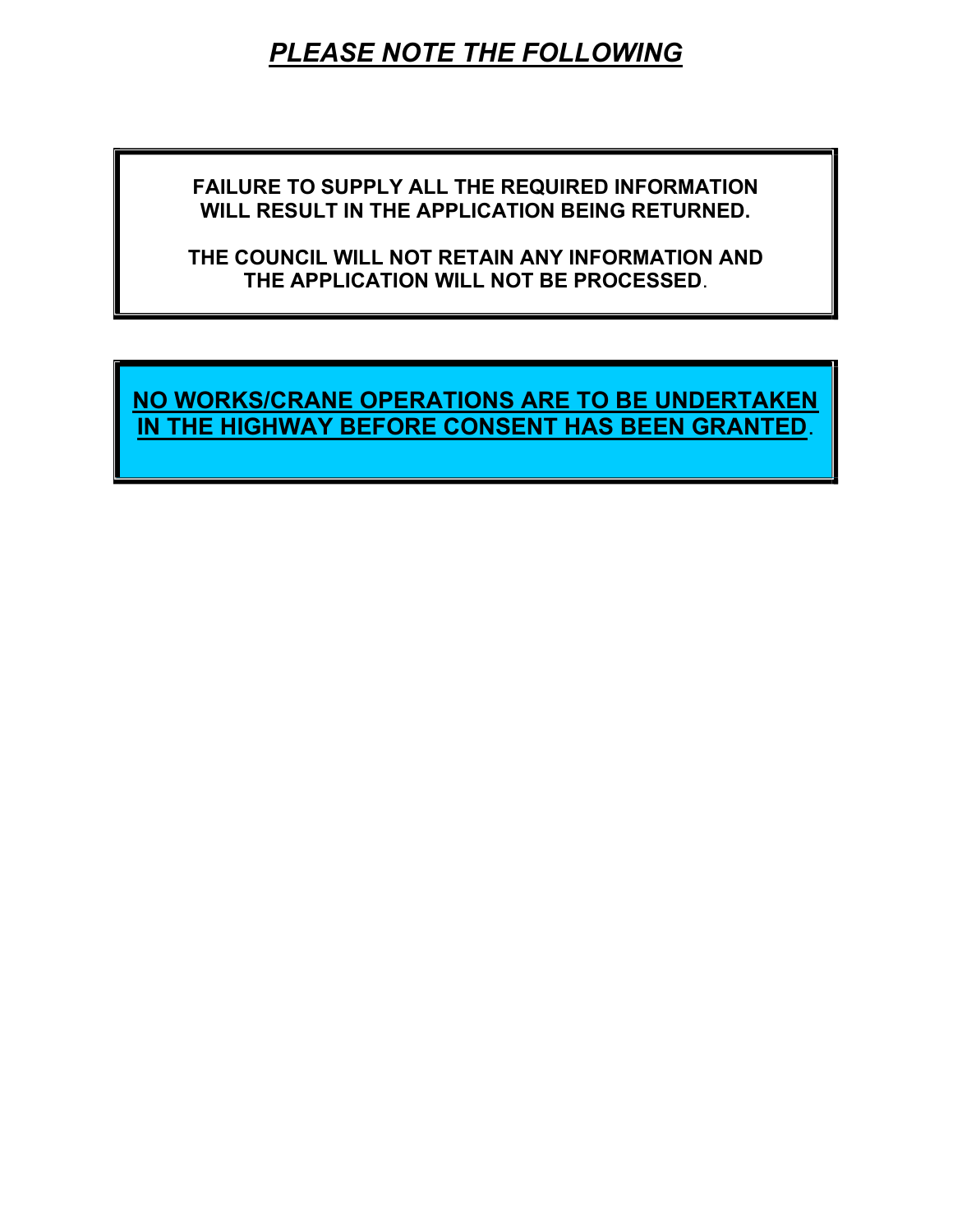# ***PLEASE NOTE THE FOLLOWING***

**FAILURE TO SUPPLY ALL THE REQUIRED INFORMATION WILL RESULT IN THE APPLICATION BEING RETURNED.**

**THE COUNCIL WILL NOT RETAIN ANY INFORMATION AND THE APPLICATION WILL NOT BE PROCESSED**.

**NO WORKS/CRANE OPERATIONS ARE TO BE UNDERTAKEN IN THE HIGHWAY BEFORE CONSENT HAS BEEN GRANTED**.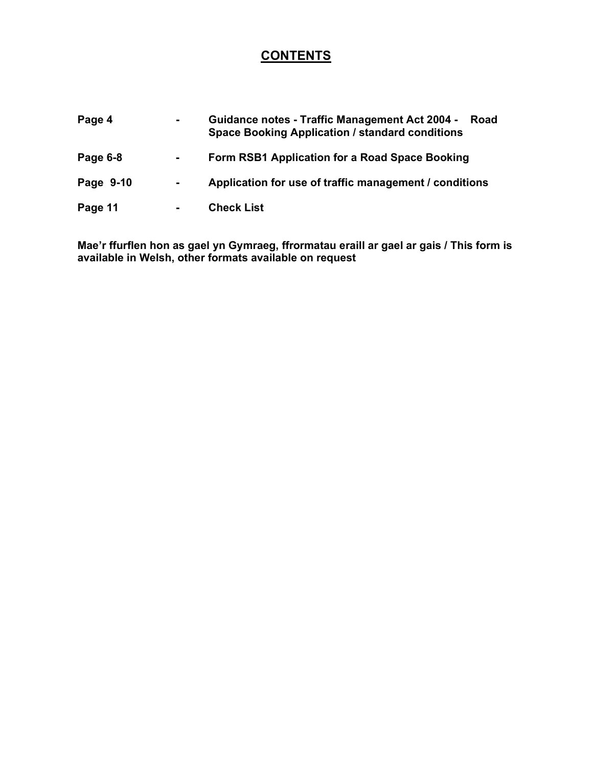# CONTENTS

| | | |
|---|---|---|
| **Page 4** | **-** | **Guidance notes - Traffic Management Act 2004 - Road Space Booking Application / standard conditions** |
| **Page 6-8** | **-** | **Form RSB1 Application for a Road Space Booking** |
| **Page 9-10** | **-** | **Application for use of traffic management / conditions** |
| **Page 11** | **-** | **Check List** |

**Mae'r ffurflen hon as gael yn Gymraeg, ffrormatau eraill ar gael ar gais / This form is available in Welsh, other formats available on request**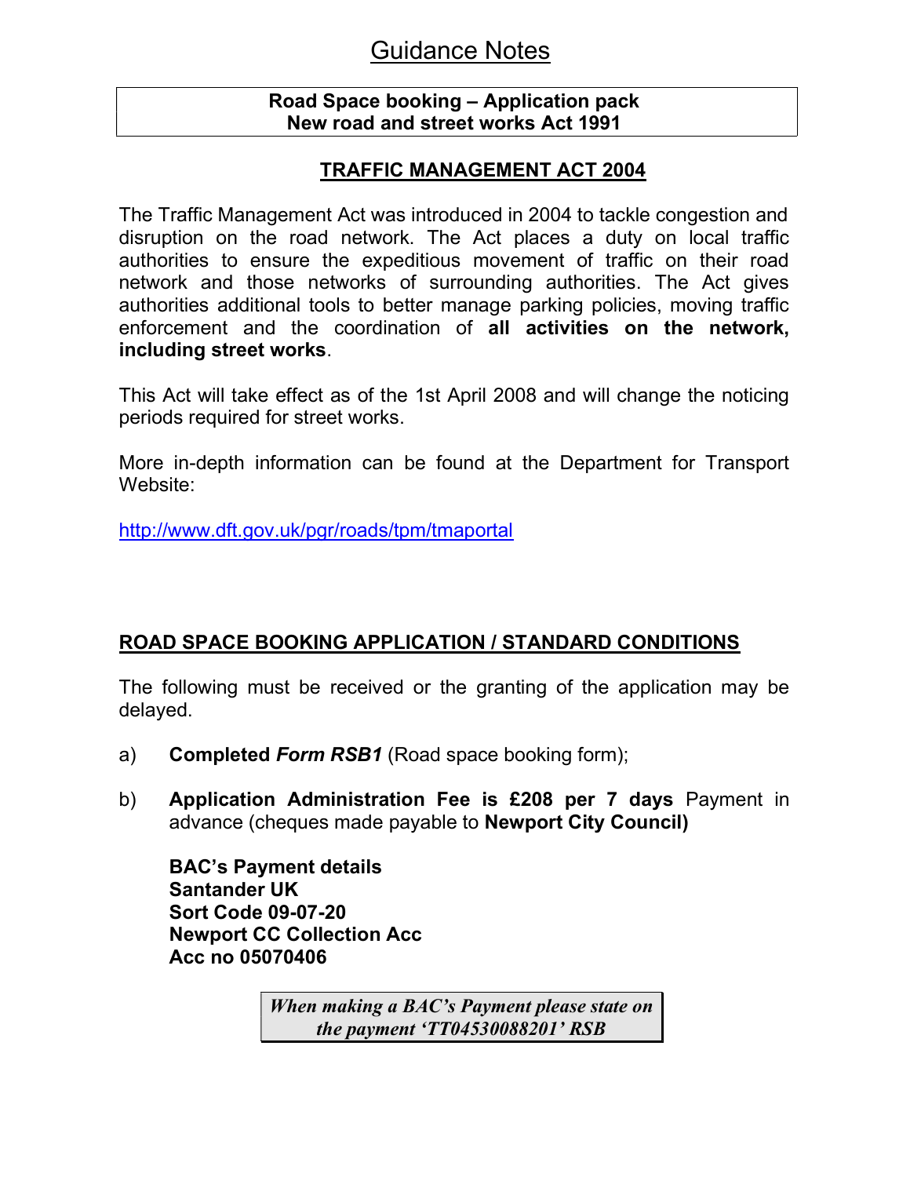# Guidance Notes

**Road Space booking – Application pack**
**New road and street works Act 1991**

## TRAFFIC MANAGEMENT ACT 2004

The Traffic Management Act was introduced in 2004 to tackle congestion and disruption on the road network. The Act places a duty on local traffic authorities to ensure the expeditious movement of traffic on their road network and those networks of surrounding authorities. The Act gives authorities additional tools to better manage parking policies, moving traffic enforcement and the coordination of **all activities on the network, including street works**.

This Act will take effect as of the 1st April 2008 and will change the noticing periods required for street works.

More in-depth information can be found at the Department for Transport Website:

http://www.dft.gov.uk/pgr/roads/tpm/tmaportal

## ROAD SPACE BOOKING APPLICATION / STANDARD CONDITIONS

The following must be received or the granting of the application may be delayed.

a) **Completed *Form RSB1*** (Road space booking form);

b) **Application Administration Fee is £208 per 7 days** Payment in advance (cheques made payable to **Newport City Council)**

**BAC's Payment details**
**Santander UK**
**Sort Code 09-07-20**
**Newport CC Collection Acc**
**Acc no 05070406**

***When making a BAC's Payment please state on the payment 'TT04530088201' RSB***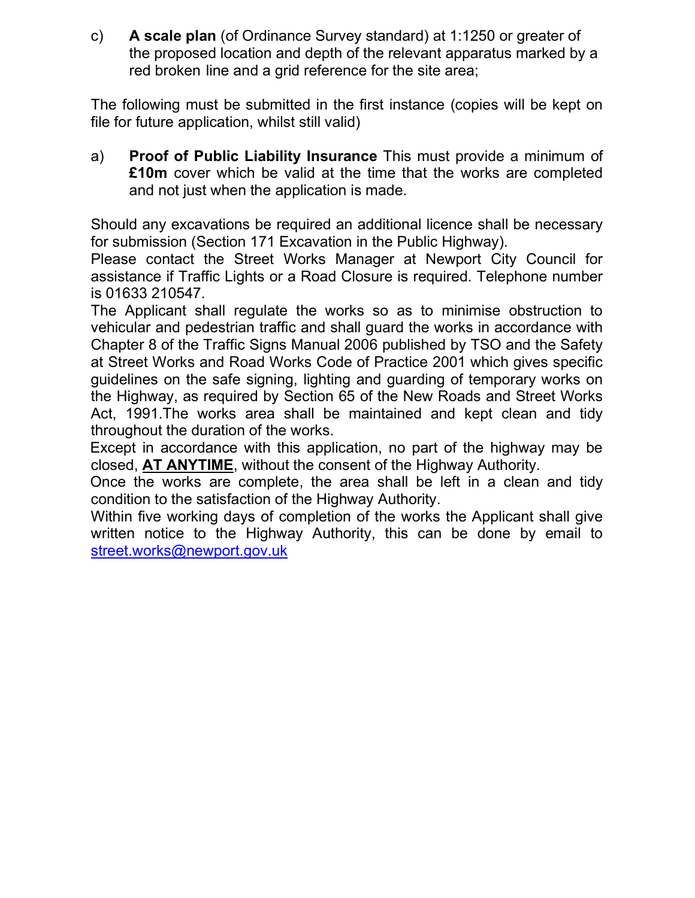c) **A scale plan** (of Ordinance Survey standard) at 1:1250 or greater of the proposed location and depth of the relevant apparatus marked by a red broken line and a grid reference for the site area;

The following must be submitted in the first instance (copies will be kept on file for future application, whilst still valid)

a) **Proof of Public Liability Insurance** This must provide a minimum of **£10m** cover which be valid at the time that the works are completed and not just when the application is made.

Should any excavations be required an additional licence shall be necessary for submission (Section 171 Excavation in the Public Highway).

Please contact the Street Works Manager at Newport City Council for assistance if Traffic Lights or a Road Closure is required. Telephone number is 01633 210547.

The Applicant shall regulate the works so as to minimise obstruction to vehicular and pedestrian traffic and shall guard the works in accordance with Chapter 8 of the Traffic Signs Manual 2006 published by TSO and the Safety at Street Works and Road Works Code of Practice 2001 which gives specific guidelines on the safe signing, lighting and guarding of temporary works on the Highway, as required by Section 65 of the New Roads and Street Works Act, 1991.The works area shall be maintained and kept clean and tidy throughout the duration of the works.

Except in accordance with this application, no part of the highway may be closed, **AT ANYTIME**, without the consent of the Highway Authority.

Once the works are complete, the area shall be left in a clean and tidy condition to the satisfaction of the Highway Authority.

Within five working days of completion of the works the Applicant shall give written notice to the Highway Authority, this can be done by email to street.works@newport.gov.uk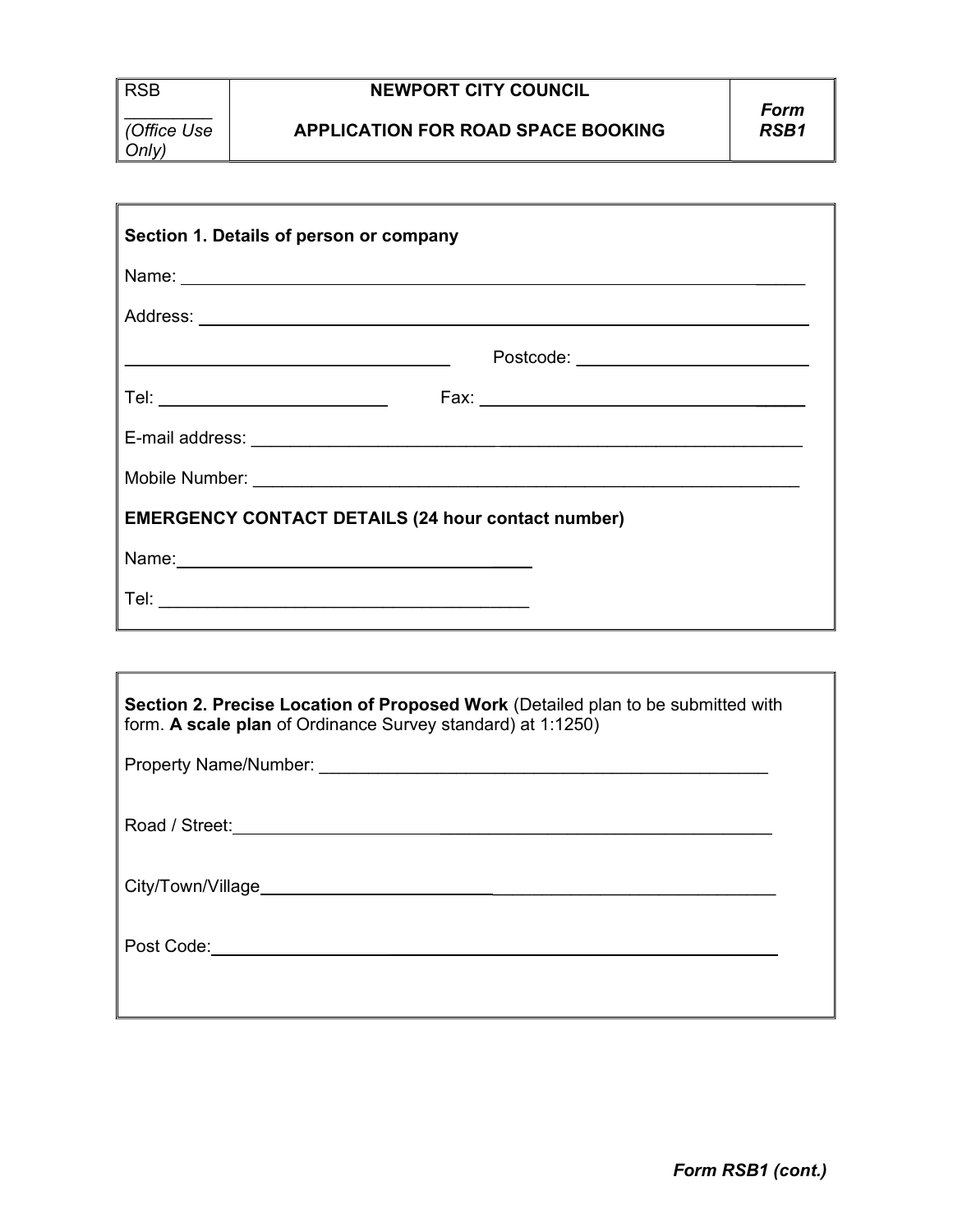| RSB<br>_________<br>*(Office Use Only)* | **NEWPORT CITY COUNCIL**<br><br>**APPLICATION FOR ROAD SPACE BOOKING** | ***Form RSB1*** |
|---|---|---|

**Section 1. Details of person or company**

Name: ______________________________________________________________

Address: ____________________________________________________________

__________________________________ Postcode: ________________________

Tel: ________________________ Fax: ________________________________

E-mail address: ______________________________________________________

Mobile Number: _____________________________________________________

**EMERGENCY CONTACT DETAILS (24 hour contact number)**

Name: ______________________________________

Tel: ________________________________________

**Section 2. Precise Location of Proposed Work** (Detailed plan to be submitted with form. **A scale plan** of Ordinance Survey standard) at 1:1250)

Property Name/Number: _______________________________________________

Road / Street: _______________________________________________________

City/Town/Village ____________________________________________________

Post Code: __________________________________________________________

***Form RSB1 (cont.)***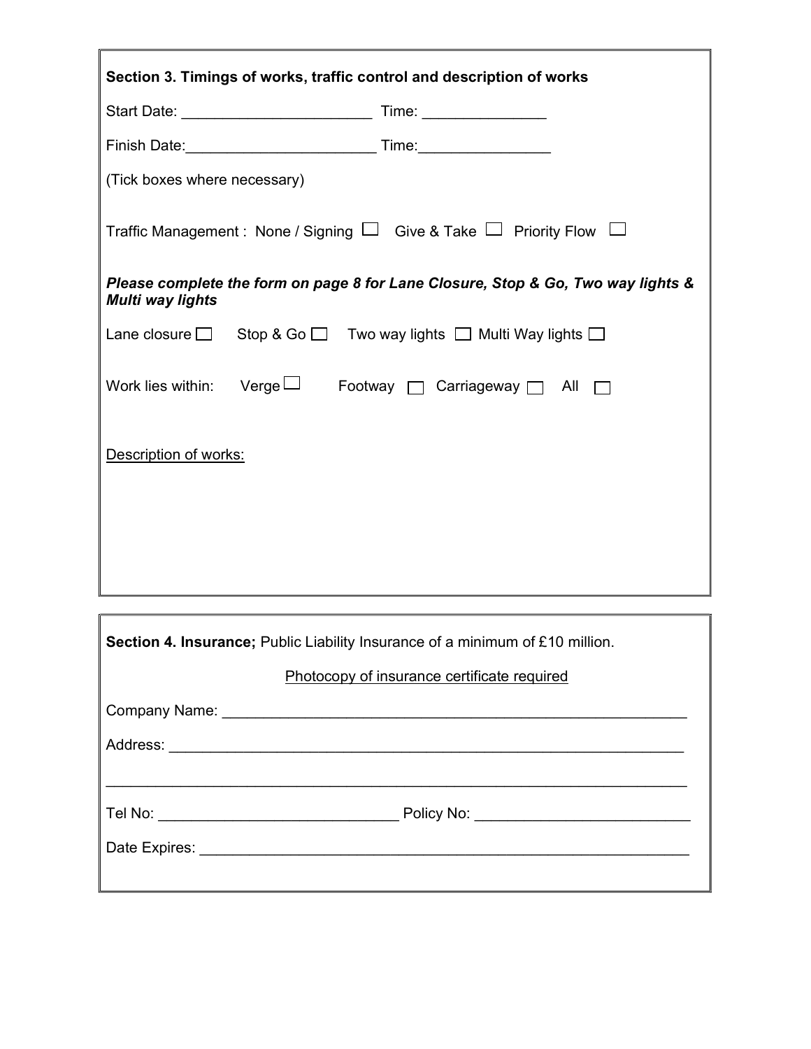**Section 3. Timings of works, traffic control and description of works**

Start Date: ______________________ Time: ______________

Finish Date: ______________________ Time: ______________

(Tick boxes where necessary)

Traffic Management : None / Signing ☐ Give & Take ☐ Priority Flow ☐

***Please complete the form on page 8 for Lane Closure, Stop & Go, Two way lights & Multi way lights***

Lane closure ☐ Stop & Go ☐ Two way lights ☐ Multi Way lights ☐

Work lies within: Verge ☐ Footway ☐ Carriageway ☐ All ☐

Description of works:

**Section 4. Insurance;** Public Liability Insurance of a minimum of £10 million.

Photocopy of insurance certificate required

Company Name: ______________________________________________________

Address: ___________________________________________________________

___________________________________________________________________

Tel No: ____________________________ Policy No: _______________________

Date Expires: _______________________________________________________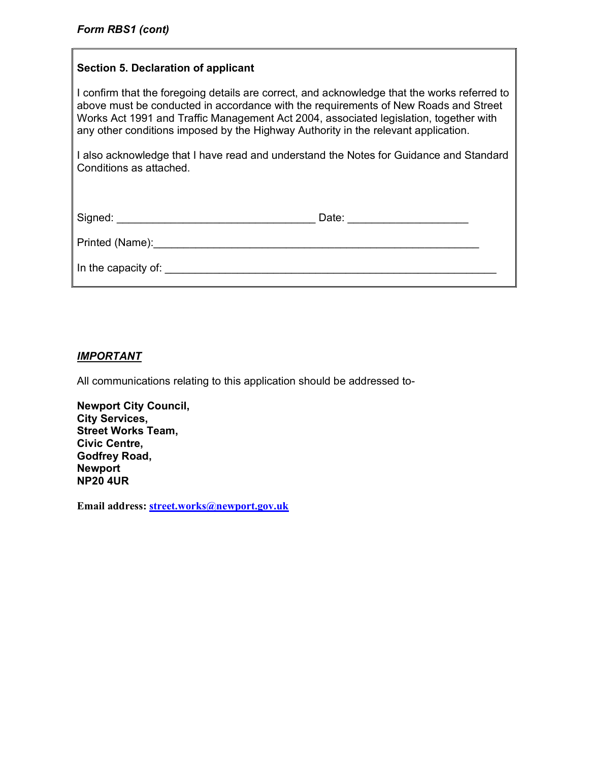*Form RBS1 (cont)*

**Section 5. Declaration of applicant**

I confirm that the foregoing details are correct, and acknowledge that the works referred to above must be conducted in accordance with the requirements of New Roads and Street Works Act 1991 and Traffic Management Act 2004, associated legislation, together with any other conditions imposed by the Highway Authority in the relevant application.

I also acknowledge that I have read and understand the Notes for Guidance and Standard Conditions as attached.

Signed: _________________________________ Date: ____________________

Printed (Name):_______________________________________________________

In the capacity of: _______________________________________________________

***IMPORTANT***

All communications relating to this application should be addressed to-

**Newport City Council,**
**City Services,**
**Street Works Team,**
**Civic Centre,**
**Godfrey Road,**
**Newport**
**NP20 4UR**

**Email address: street.works@newport.gov.uk**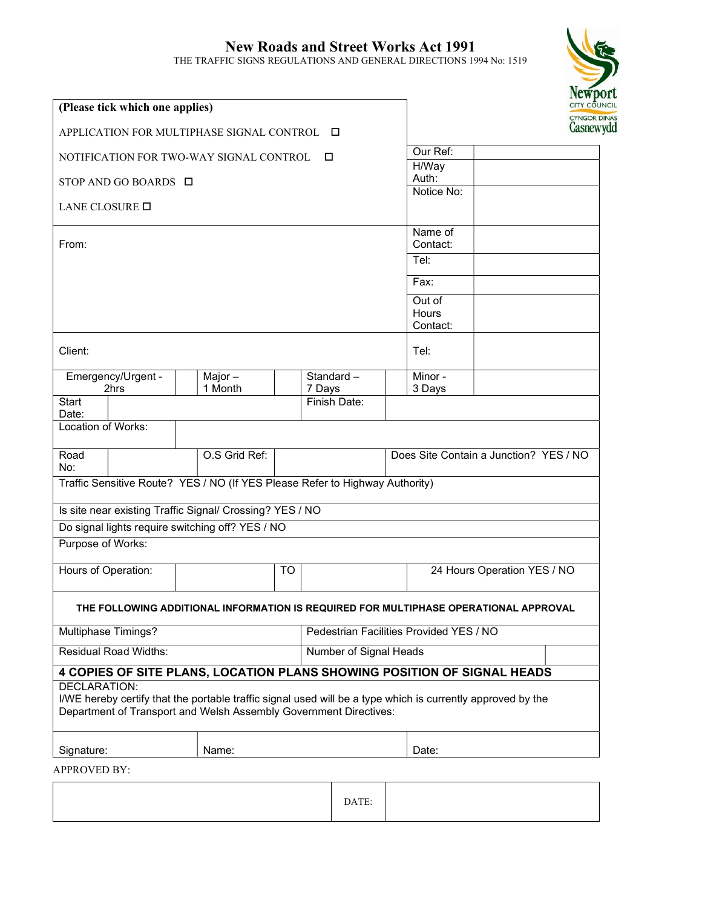# New Roads and Street Works Act 1991

THE TRAFFIC SIGNS REGULATIONS AND GENERAL DIRECTIONS 1994 No: 1519

Newport City Council / Cyngor Dinas Casnewydd

**(Please tick which one applies)**

APPLICATION FOR MULTIPHASE SIGNAL CONTROL ☐

NOTIFICATION FOR TWO-WAY SIGNAL CONTROL ☐

STOP AND GO BOARDS ☐

LANE CLOSURE ☐

| | |
|---|---|
| Our Ref: | |
| H/Way Auth: | |
| Notice No: | |

| From: | | |
|---|---|---|
| | Name of Contact: | |
| | Tel: | |
| | Fax: | |
| | Out of Hours Contact: | |
| Client: | Tel: | |

| Emergency/Urgent - 2hrs | | Major – 1 Month | | Standard – 7 Days | | Minor - 3 Days | |
|---|---|---|---|---|---|---|---|
| Start Date: | | | | Finish Date: | | | |
| Location of Works: | | | | | | | |
| Road No: | | O.S Grid Ref: | | | Does Site Contain a Junction? YES / NO | | |

Traffic Sensitive Route? YES / NO (If YES Please Refer to Highway Authority)

Is site near existing Traffic Signal/ Crossing? YES / NO

Do signal lights require switching off? YES / NO

Purpose of Works:

| Hours of Operation: | | TO | | 24 Hours Operation YES / NO |
|---|---|---|---|---|

**THE FOLLOWING ADDITIONAL INFORMATION IS REQUIRED FOR MULTIPHASE OPERATIONAL APPROVAL**

| Multiphase Timings? | Pedestrian Facilities Provided YES / NO | |
|---|---|---|
| Residual Road Widths: | Number of Signal Heads | |

**4 COPIES OF SITE PLANS, LOCATION PLANS SHOWING POSITION OF SIGNAL HEADS**

DECLARATION:
I/WE hereby certify that the portable traffic signal used will be a type which is currently approved by the Department of Transport and Welsh Assembly Government Directives:

| Signature: | Name: | Date: |
|---|---|---|

APPROVED BY:

| | DATE: | |
|---|---|---|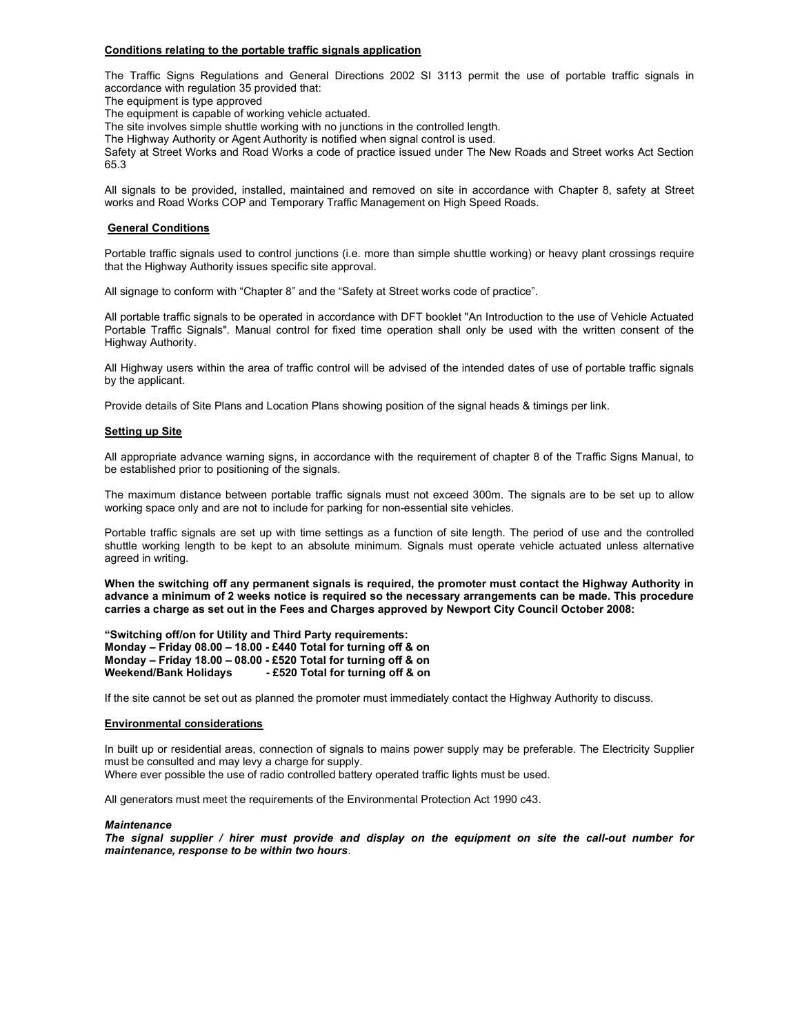**Conditions relating to the portable traffic signals application**

The Traffic Signs Regulations and General Directions 2002 SI 3113 permit the use of portable traffic signals in accordance with regulation 35 provided that:
The equipment is type approved
The equipment is capable of working vehicle actuated.
The site involves simple shuttle working with no junctions in the controlled length.
The Highway Authority or Agent Authority is notified when signal control is used.
Safety at Street Works and Road Works a code of practice issued under The New Roads and Street works Act Section 65.3

All signals to be provided, installed, maintained and removed on site in accordance with Chapter 8, safety at Street works and Road Works COP and Temporary Traffic Management on High Speed Roads.

**General Conditions**

Portable traffic signals used to control junctions (i.e. more than simple shuttle working) or heavy plant crossings require that the Highway Authority issues specific site approval.

All signage to conform with "Chapter 8" and the "Safety at Street works code of practice".

All portable traffic signals to be operated in accordance with DFT booklet "An Introduction to the use of Vehicle Actuated Portable Traffic Signals". Manual control for fixed time operation shall only be used with the written consent of the Highway Authority.

All Highway users within the area of traffic control will be advised of the intended dates of use of portable traffic signals by the applicant.

Provide details of Site Plans and Location Plans showing position of the signal heads & timings per link.

**Setting up Site**

All appropriate advance warning signs, in accordance with the requirement of chapter 8 of the Traffic Signs Manual, to be established prior to positioning of the signals.

The maximum distance between portable traffic signals must not exceed 300m. The signals are to be set up to allow working space only and are not to include for parking for non-essential site vehicles.

Portable traffic signals are set up with time settings as a function of site length. The period of use and the controlled shuttle working length to be kept to an absolute minimum. Signals must operate vehicle actuated unless alternative agreed in writing.

**When the switching off any permanent signals is required, the promoter must contact the Highway Authority in advance a minimum of 2 weeks notice is required so the necessary arrangements can be made. This procedure carries a charge as set out in the Fees and Charges approved by Newport City Council October 2008:**

**"Switching off/on for Utility and Third Party requirements:**
**Monday – Friday 08.00 – 18.00 - £440 Total for turning off & on**
**Monday – Friday 18.00 – 08.00 - £520 Total for turning off & on**
**Weekend/Bank Holidays - £520 Total for turning off & on**

If the site cannot be set out as planned the promoter must immediately contact the Highway Authority to discuss.

**Environmental considerations**

In built up or residential areas, connection of signals to mains power supply may be preferable. The Electricity Supplier must be consulted and may levy a charge for supply.
Where ever possible the use of radio controlled battery operated traffic lights must be used.

All generators must meet the requirements of the Environmental Protection Act 1990 c43.

***Maintenance***

***The signal supplier / hirer must provide and display on the equipment on site the call-out number for maintenance, response to be within two hours***.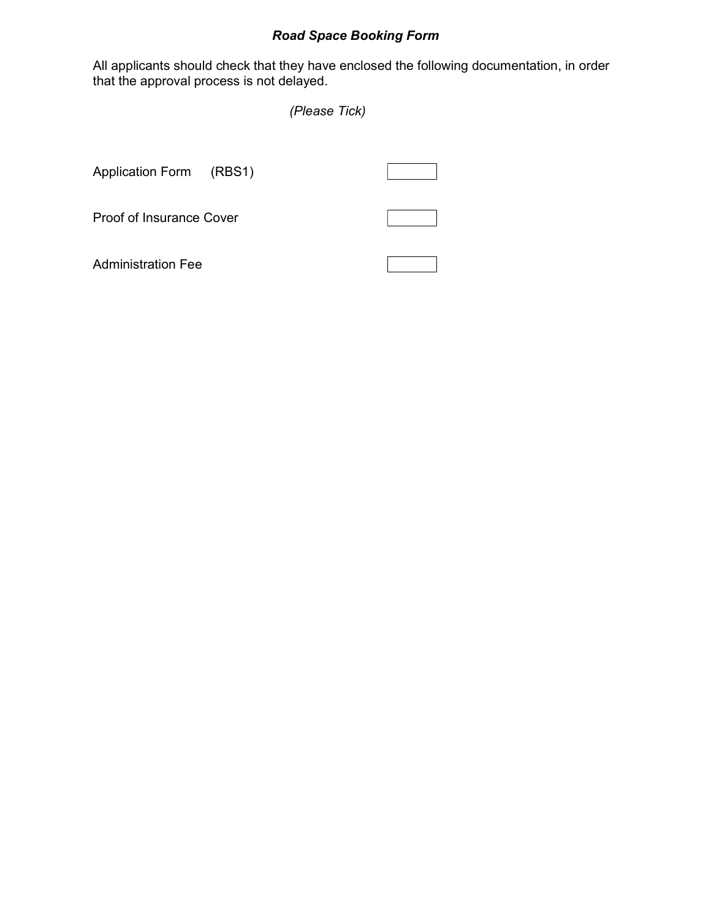***Road Space Booking Form***

All applicants should check that they have enclosed the following documentation, in order that the approval process is not delayed.

*(Please Tick)*

| | |
|---|---|
| Application Form (RBS1) | ☐ |
| Proof of Insurance Cover | ☐ |
| Administration Fee | ☐ |